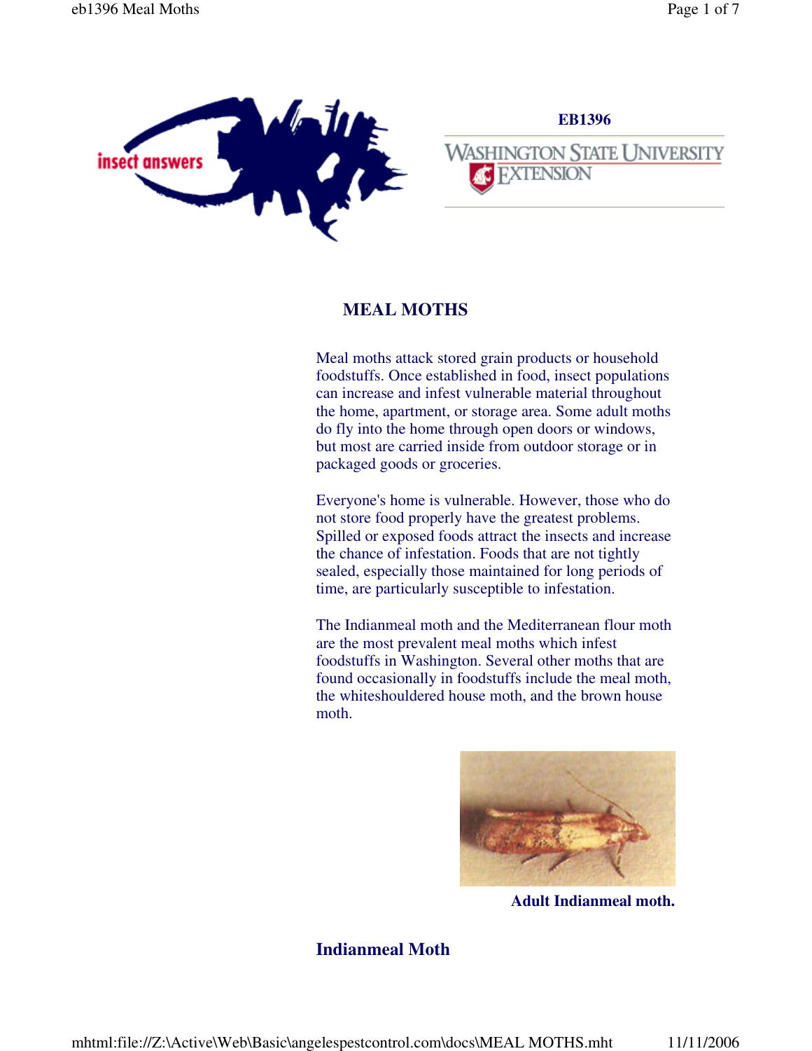insect answers

EB1396

WASHINGTON STATE UNIVERSITY EXTENSION

# MEAL MOTHS

Meal moths attack stored grain products or household foodstuffs. Once established in food, insect populations can increase and infest vulnerable material throughout the home, apartment, or storage area. Some adult moths do fly into the home through open doors or windows, but most are carried inside from outdoor storage or in packaged goods or groceries.

Everyone's home is vulnerable. However, those who do not store food properly have the greatest problems. Spilled or exposed foods attract the insects and increase the chance of infestation. Foods that are not tightly sealed, especially those maintained for long periods of time, are particularly susceptible to infestation.

The Indianmeal moth and the Mediterranean flour moth are the most prevalent meal moths which infest foodstuffs in Washington. Several other moths that are found occasionally in foodstuffs include the meal moth, the whiteshouldered house moth, and the brown house moth.

**Adult Indianmeal moth.**

## Indianmeal Moth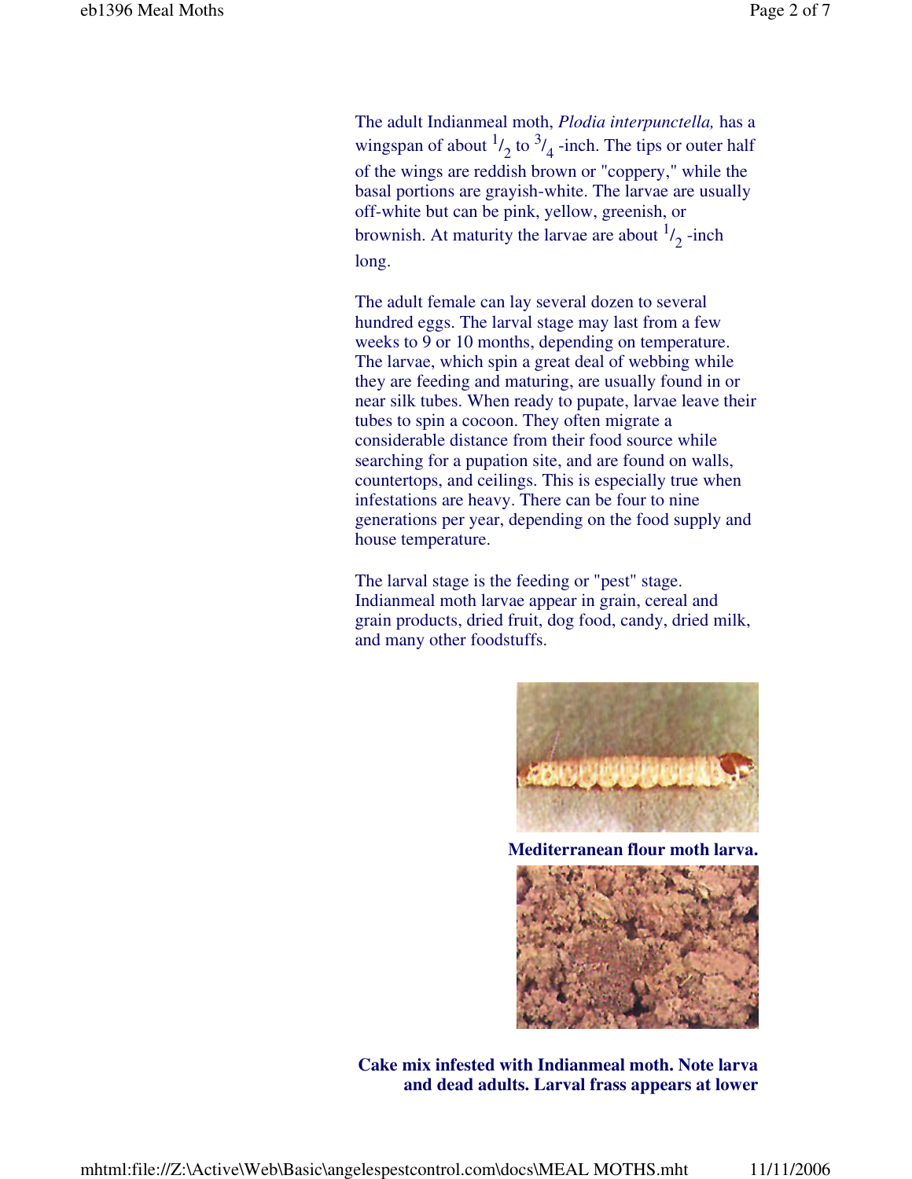The adult Indianmeal moth, *Plodia interpunctella,* has a wingspan of about $^1/_2$ to $^3/_4$ -inch. The tips or outer half of the wings are reddish brown or "coppery," while the basal portions are grayish-white. The larvae are usually off-white but can be pink, yellow, greenish, or brownish. At maturity the larvae are about $^1/_2$ -inch long.

The adult female can lay several dozen to several hundred eggs. The larval stage may last from a few weeks to 9 or 10 months, depending on temperature. The larvae, which spin a great deal of webbing while they are feeding and maturing, are usually found in or near silk tubes. When ready to pupate, larvae leave their tubes to spin a cocoon. They often migrate a considerable distance from their food source while searching for a pupation site, and are found on walls, countertops, and ceilings. This is especially true when infestations are heavy. There can be four to nine generations per year, depending on the food supply and house temperature.

The larval stage is the feeding or "pest" stage. Indianmeal moth larvae appear in grain, cereal and grain products, dried fruit, dog food, candy, dried milk, and many other foodstuffs.

**Mediterranean flour moth larva.**

**Cake mix infested with Indianmeal moth. Note larva and dead adults. Larval frass appears at lower**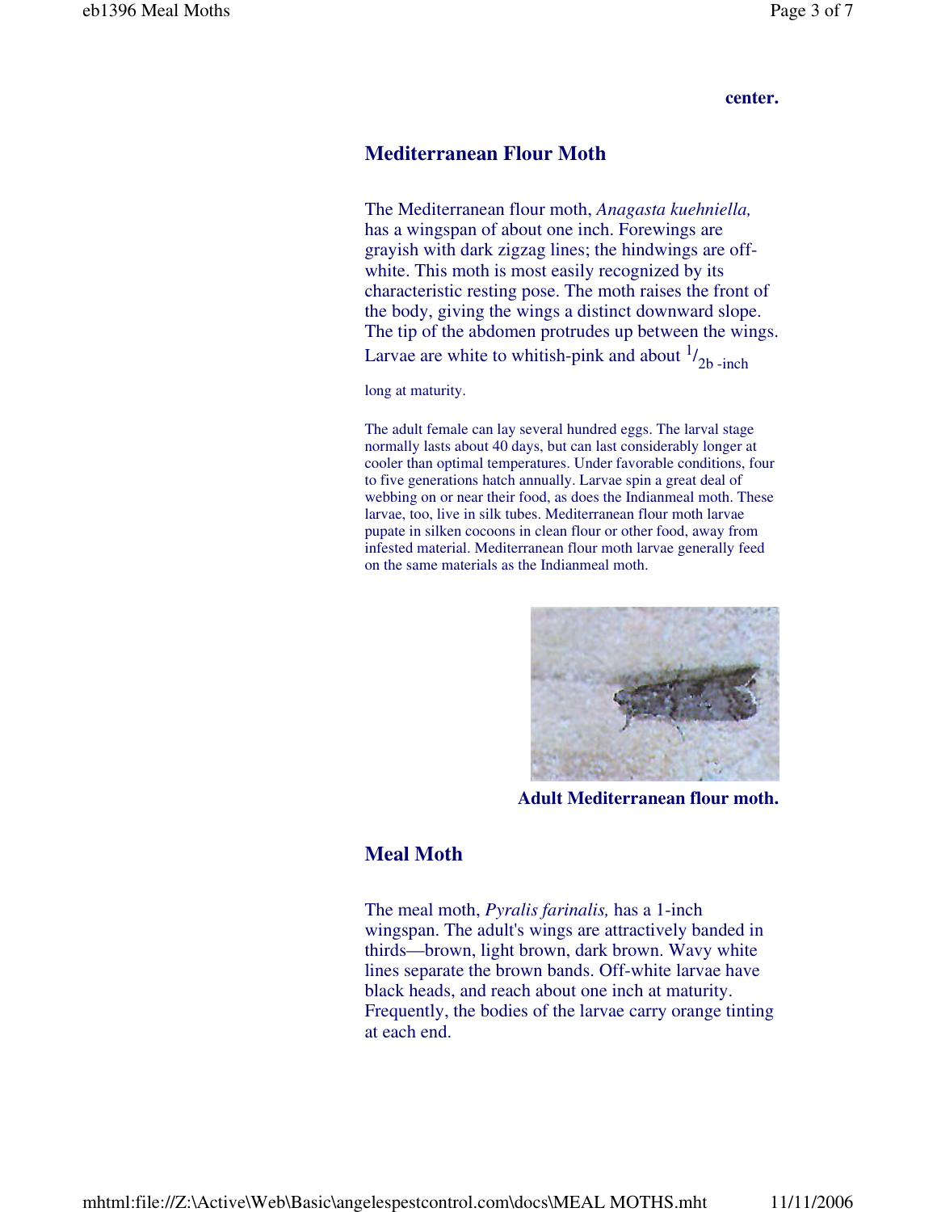**center.**

## Mediterranean Flour Moth

The Mediterranean flour moth, *Anagasta kuehniella,* has a wingspan of about one inch. Forewings are grayish with dark zigzag lines; the hindwings are off-white. This moth is most easily recognized by its characteristic resting pose. The moth raises the front of the body, giving the wings a distinct downward slope. The tip of the abdomen protrudes up between the wings. Larvae are white to whitish-pink and about $^{1}/_{2b}$ -inch long at maturity.

The adult female can lay several hundred eggs. The larval stage normally lasts about 40 days, but can last considerably longer at cooler than optimal temperatures. Under favorable conditions, four to five generations hatch annually. Larvae spin a great deal of webbing on or near their food, as does the Indianmeal moth. These larvae, too, live in silk tubes. Mediterranean flour moth larvae pupate in silken cocoons in clean flour or other food, away from infested material. Mediterranean flour moth larvae generally feed on the same materials as the Indianmeal moth.

**Adult Mediterranean flour moth.**

## Meal Moth

The meal moth, *Pyralis farinalis,* has a 1-inch wingspan. The adult's wings are attractively banded in thirds—brown, light brown, dark brown. Wavy white lines separate the brown bands. Off-white larvae have black heads, and reach about one inch at maturity. Frequently, the bodies of the larvae carry orange tinting at each end.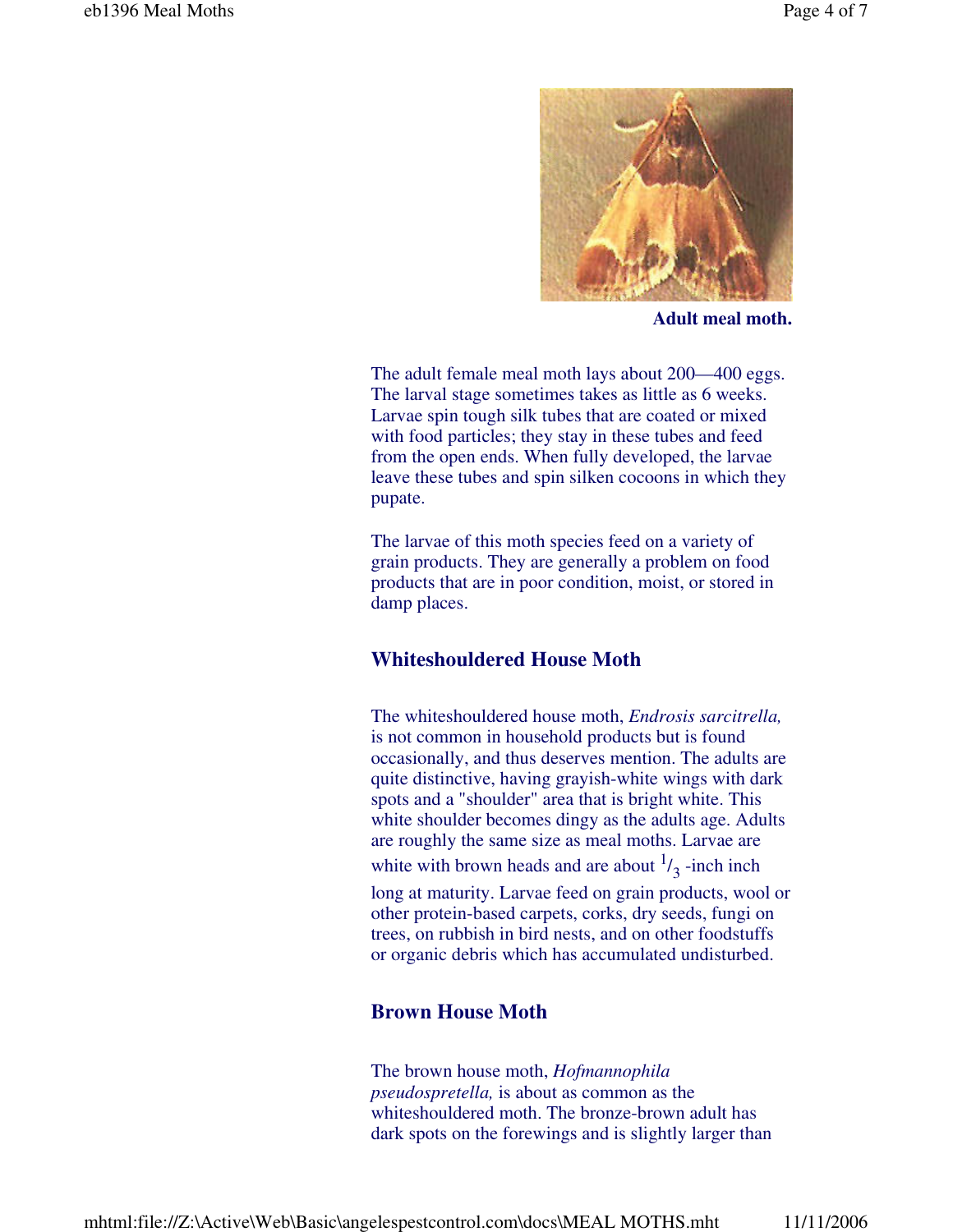**Adult meal moth.**

The adult female meal moth lays about 200—400 eggs. The larval stage sometimes takes as little as 6 weeks. Larvae spin tough silk tubes that are coated or mixed with food particles; they stay in these tubes and feed from the open ends. When fully developed, the larvae leave these tubes and spin silken cocoons in which they pupate.

The larvae of this moth species feed on a variety of grain products. They are generally a problem on food products that are in poor condition, moist, or stored in damp places.

### Whiteshouldered House Moth

The whiteshouldered house moth, *Endrosis sarcitrella,* is not common in household products but is found occasionally, and thus deserves mention. The adults are quite distinctive, having grayish-white wings with dark spots and a "shoulder" area that is bright white. This white shoulder becomes dingy as the adults age. Adults are roughly the same size as meal moths. Larvae are white with brown heads and are about $^1/_3$ -inch inch long at maturity. Larvae feed on grain products, wool or other protein-based carpets, corks, dry seeds, fungi on trees, on rubbish in bird nests, and on other foodstuffs or organic debris which has accumulated undisturbed.

### Brown House Moth

The brown house moth, *Hofmannophila pseudospretella,* is about as common as the whiteshouldered moth. The bronze-brown adult has dark spots on the forewings and is slightly larger than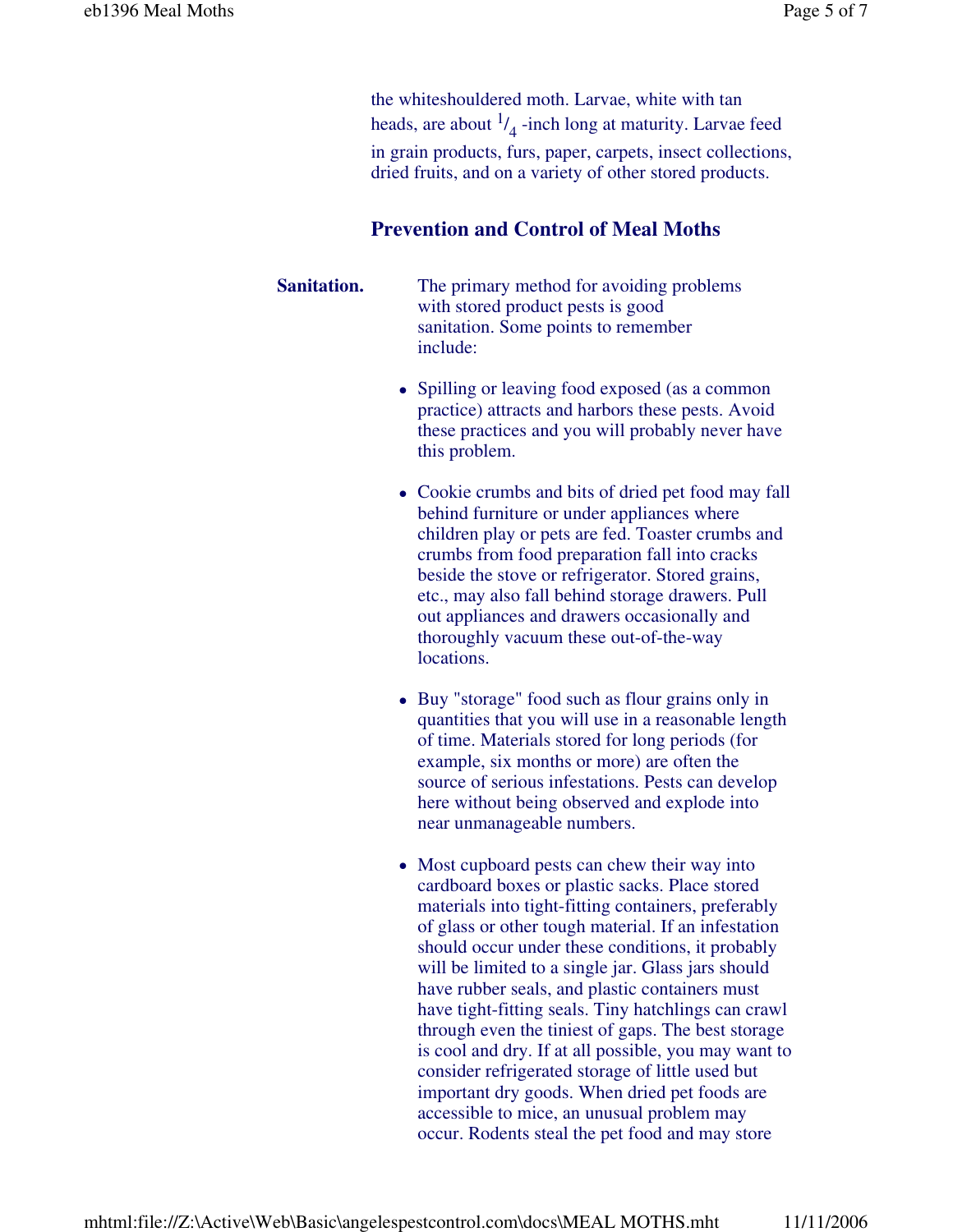the whiteshouldered moth. Larvae, white with tan heads, are about $^{1}/_{4}$ -inch long at maturity. Larvae feed in grain products, furs, paper, carpets, insect collections, dried fruits, and on a variety of other stored products.

## Prevention and Control of Meal Moths

**Sanitation.** The primary method for avoiding problems with stored product pests is good sanitation. Some points to remember include:

- Spilling or leaving food exposed (as a common practice) attracts and harbors these pests. Avoid these practices and you will probably never have this problem.
- Cookie crumbs and bits of dried pet food may fall behind furniture or under appliances where children play or pets are fed. Toaster crumbs and crumbs from food preparation fall into cracks beside the stove or refrigerator. Stored grains, etc., may also fall behind storage drawers. Pull out appliances and drawers occasionally and thoroughly vacuum these out-of-the-way locations.
- Buy "storage" food such as flour grains only in quantities that you will use in a reasonable length of time. Materials stored for long periods (for example, six months or more) are often the source of serious infestations. Pests can develop here without being observed and explode into near unmanageable numbers.
- Most cupboard pests can chew their way into cardboard boxes or plastic sacks. Place stored materials into tight-fitting containers, preferably of glass or other tough material. If an infestation should occur under these conditions, it probably will be limited to a single jar. Glass jars should have rubber seals, and plastic containers must have tight-fitting seals. Tiny hatchlings can crawl through even the tiniest of gaps. The best storage is cool and dry. If at all possible, you may want to consider refrigerated storage of little used but important dry goods. When dried pet foods are accessible to mice, an unusual problem may occur. Rodents steal the pet food and may store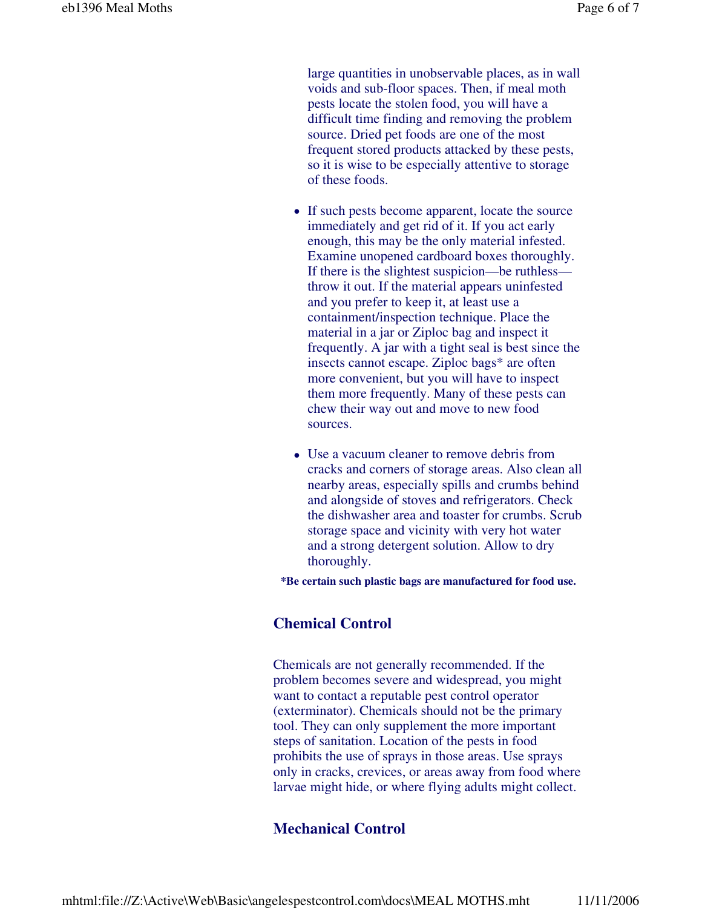large quantities in unobservable places, as in wall voids and sub-floor spaces. Then, if meal moth pests locate the stolen food, you will have a difficult time finding and removing the problem source. Dried pet foods are one of the most frequent stored products attacked by these pests, so it is wise to be especially attentive to storage of these foods.

- If such pests become apparent, locate the source immediately and get rid of it. If you act early enough, this may be the only material infested. Examine unopened cardboard boxes thoroughly. If there is the slightest suspicion—be ruthless—throw it out. If the material appears uninfested and you prefer to keep it, at least use a containment/inspection technique. Place the material in a jar or Ziploc bag and inspect it frequently. A jar with a tight seal is best since the insects cannot escape. Ziploc bags* are often more convenient, but you will have to inspect them more frequently. Many of these pests can chew their way out and move to new food sources.

- Use a vacuum cleaner to remove debris from cracks and corners of storage areas. Also clean all nearby areas, especially spills and crumbs behind and alongside of stoves and refrigerators. Check the dishwasher area and toaster for crumbs. Scrub storage space and vicinity with very hot water and a strong detergent solution. Allow to dry thoroughly.

**\*Be certain such plastic bags are manufactured for food use.**

## Chemical Control

Chemicals are not generally recommended. If the problem becomes severe and widespread, you might want to contact a reputable pest control operator (exterminator). Chemicals should not be the primary tool. They can only supplement the more important steps of sanitation. Location of the pests in food prohibits the use of sprays in those areas. Use sprays only in cracks, crevices, or areas away from food where larvae might hide, or where flying adults might collect.

## Mechanical Control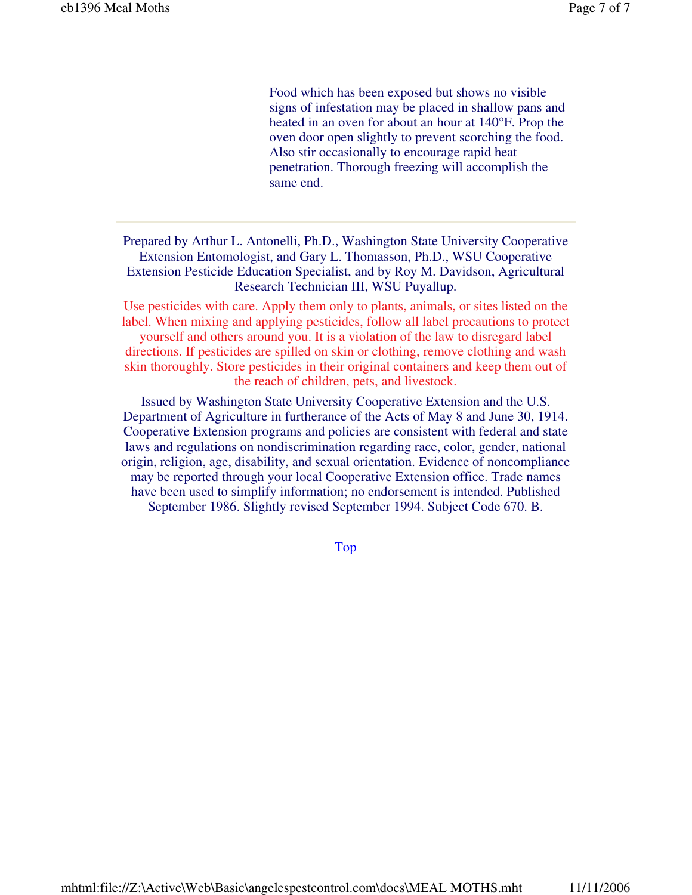Food which has been exposed but shows no visible signs of infestation may be placed in shallow pans and heated in an oven for about an hour at 140°F. Prop the oven door open slightly to prevent scorching the food. Also stir occasionally to encourage rapid heat penetration. Thorough freezing will accomplish the same end.

---

Prepared by Arthur L. Antonelli, Ph.D., Washington State University Cooperative Extension Entomologist, and Gary L. Thomasson, Ph.D., WSU Cooperative Extension Pesticide Education Specialist, and by Roy M. Davidson, Agricultural Research Technician III, WSU Puyallup.

Use pesticides with care. Apply them only to plants, animals, or sites listed on the label. When mixing and applying pesticides, follow all label precautions to protect yourself and others around you. It is a violation of the law to disregard label directions. If pesticides are spilled on skin or clothing, remove clothing and wash skin thoroughly. Store pesticides in their original containers and keep them out of the reach of children, pets, and livestock.

Issued by Washington State University Cooperative Extension and the U.S. Department of Agriculture in furtherance of the Acts of May 8 and June 30, 1914. Cooperative Extension programs and policies are consistent with federal and state laws and regulations on nondiscrimination regarding race, color, gender, national origin, religion, age, disability, and sexual orientation. Evidence of noncompliance may be reported through your local Cooperative Extension office. Trade names have been used to simplify information; no endorsement is intended. Published September 1986. Slightly revised September 1994. Subject Code 670. B.

Top